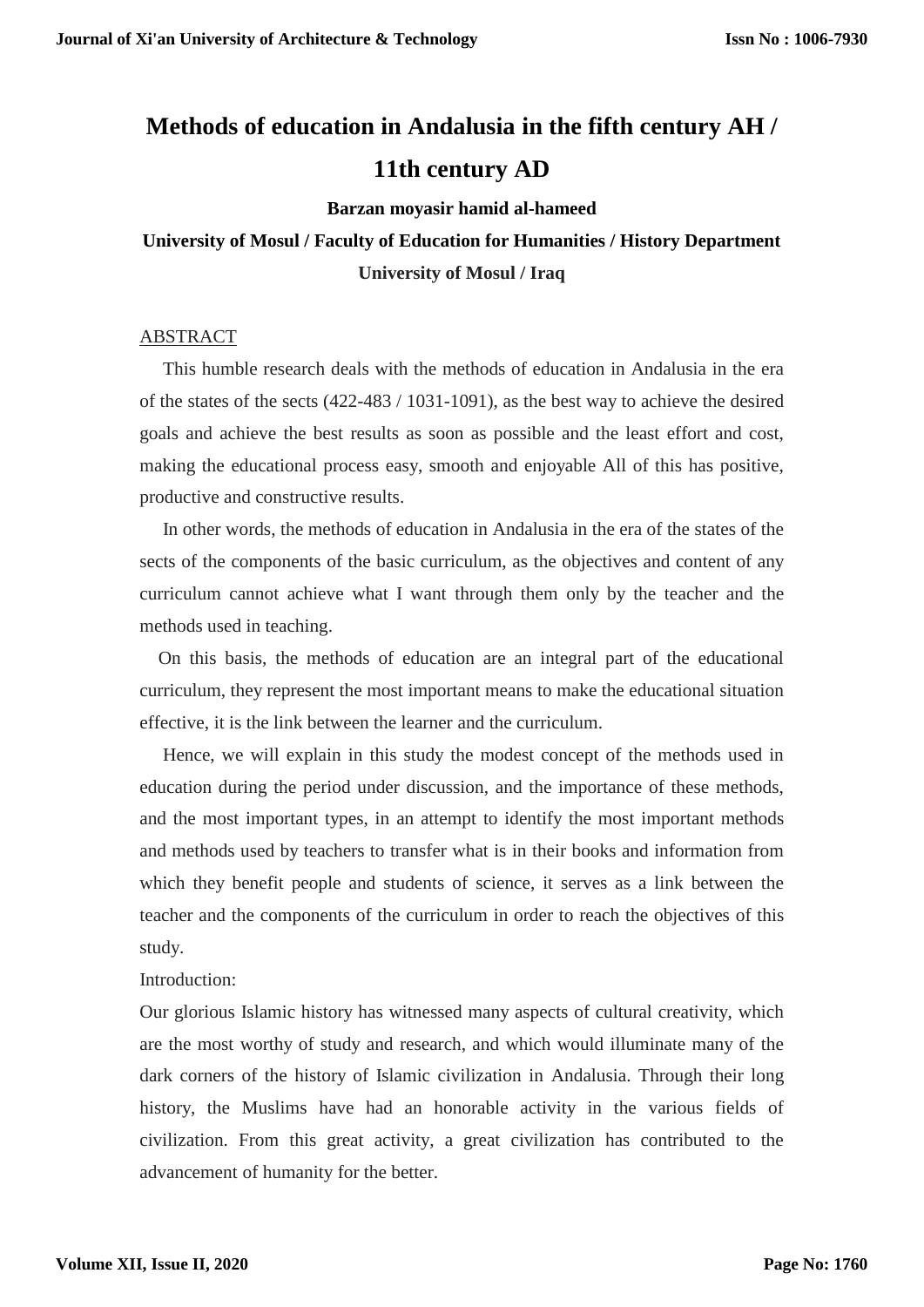# Methods of education in Andalusia in the fifth century AH / 11th century AD

**Barzan moyasir hamid al-hameed**

**University of Mosul / Faculty of Education for Humanities / History Department**

**University of Mosul / Iraq**

ABSTRACT

This humble research deals with the methods of education in Andalusia in the era of the states of the sects (422-483 / 1031-1091), as the best way to achieve the desired goals and achieve the best results as soon as possible and the least effort and cost, making the educational process easy, smooth and enjoyable All of this has positive, productive and constructive results.

In other words, the methods of education in Andalusia in the era of the states of the sects of the components of the basic curriculum, as the objectives and content of any curriculum cannot achieve what I want through them only by the teacher and the methods used in teaching.

On this basis, the methods of education are an integral part of the educational curriculum, they represent the most important means to make the educational situation effective, it is the link between the learner and the curriculum.

Hence, we will explain in this study the modest concept of the methods used in education during the period under discussion, and the importance of these methods, and the most important types, in an attempt to identify the most important methods and methods used by teachers to transfer what is in their books and information from which they benefit people and students of science, it serves as a link between the teacher and the components of the curriculum in order to reach the objectives of this study.

Introduction:

Our glorious Islamic history has witnessed many aspects of cultural creativity, which are the most worthy of study and research, and which would illuminate many of the dark corners of the history of Islamic civilization in Andalusia. Through their long history, the Muslims have had an honorable activity in the various fields of civilization. From this great activity, a great civilization has contributed to the advancement of humanity for the better.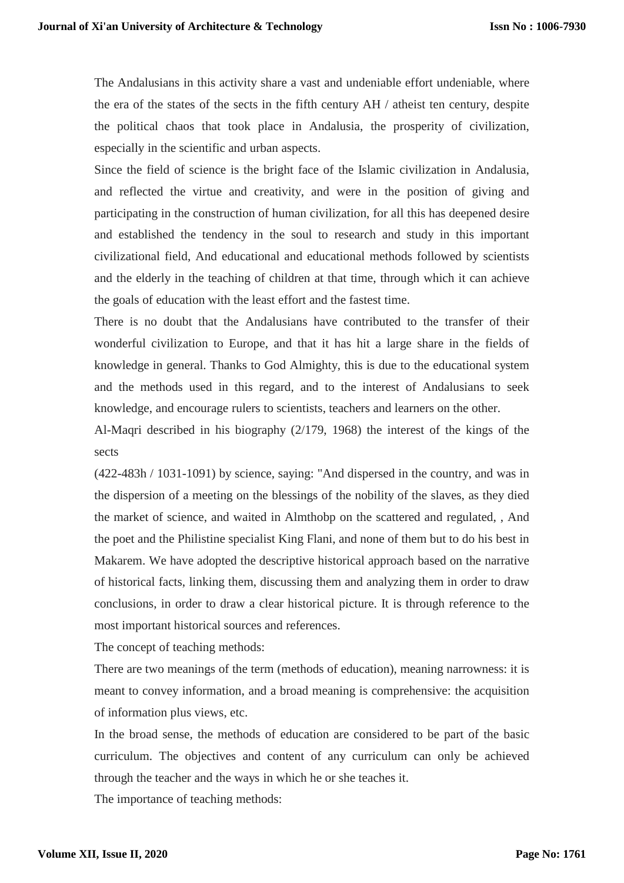The Andalusians in this activity share a vast and undeniable effort undeniable, where the era of the states of the sects in the fifth century AH / atheist ten century, despite the political chaos that took place in Andalusia, the prosperity of civilization, especially in the scientific and urban aspects.

Since the field of science is the bright face of the Islamic civilization in Andalusia, and reflected the virtue and creativity, and were in the position of giving and participating in the construction of human civilization, for all this has deepened desire and established the tendency in the soul to research and study in this important civilizational field, And educational and educational methods followed by scientists and the elderly in the teaching of children at that time, through which it can achieve the goals of education with the least effort and the fastest time.

There is no doubt that the Andalusians have contributed to the transfer of their wonderful civilization to Europe, and that it has hit a large share in the fields of knowledge in general. Thanks to God Almighty, this is due to the educational system and the methods used in this regard, and to the interest of Andalusians to seek knowledge, and encourage rulers to scientists, teachers and learners on the other.

Al-Maqri described in his biography (2/179, 1968) the interest of the kings of the sects

(422-483h / 1031-1091) by science, saying: "And dispersed in the country, and was in the dispersion of a meeting on the blessings of the nobility of the slaves, as they died the market of science, and waited in Almthobp on the scattered and regulated, , And the poet and the Philistine specialist King Flani, and none of them but to do his best in Makarem. We have adopted the descriptive historical approach based on the narrative of historical facts, linking them, discussing them and analyzing them in order to draw conclusions, in order to draw a clear historical picture. It is through reference to the most important historical sources and references.

The concept of teaching methods:

There are two meanings of the term (methods of education), meaning narrowness: it is meant to convey information, and a broad meaning is comprehensive: the acquisition of information plus views, etc.

In the broad sense, the methods of education are considered to be part of the basic curriculum. The objectives and content of any curriculum can only be achieved through the teacher and the ways in which he or she teaches it.

The importance of teaching methods: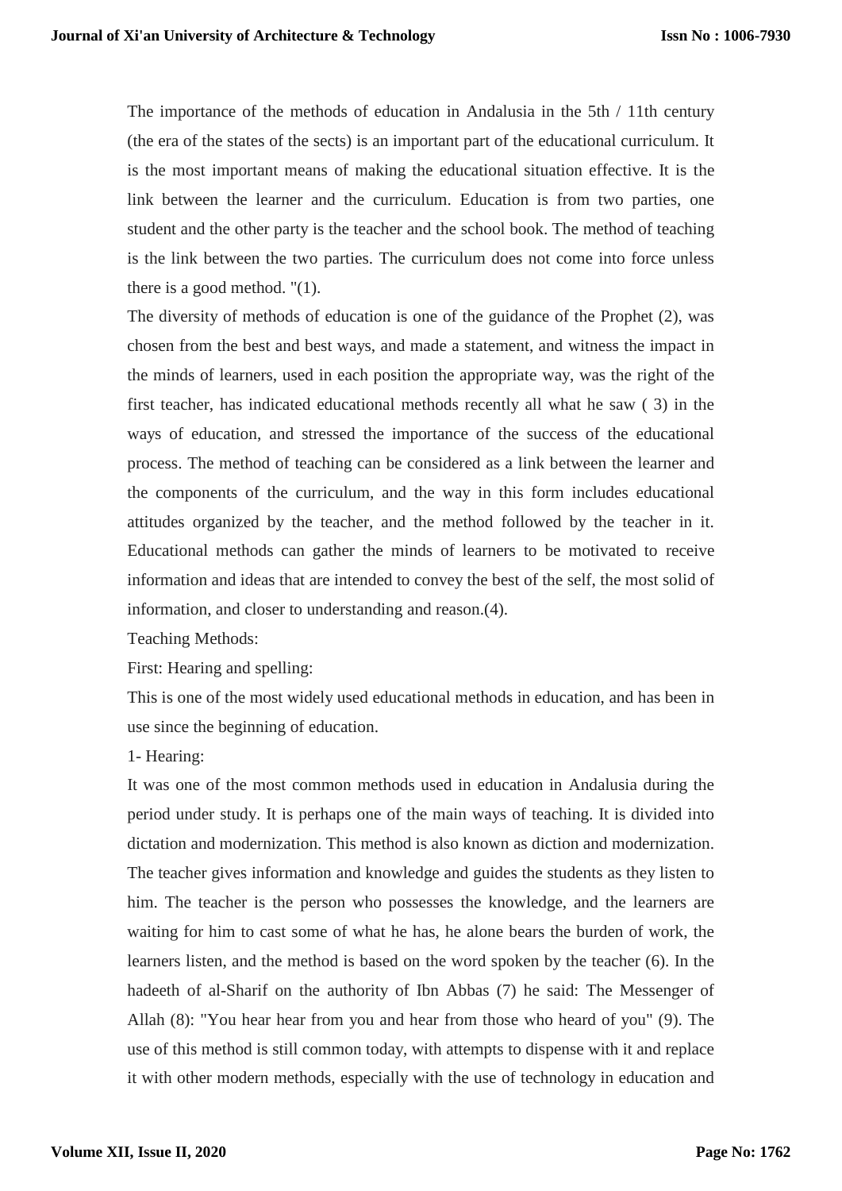The importance of the methods of education in Andalusia in the 5th / 11th century (the era of the states of the sects) is an important part of the educational curriculum. It is the most important means of making the educational situation effective. It is the link between the learner and the curriculum. Education is from two parties, one student and the other party is the teacher and the school book. The method of teaching is the link between the two parties. The curriculum does not come into force unless there is a good method. "(1).

The diversity of methods of education is one of the guidance of the Prophet (2), was chosen from the best and best ways, and made a statement, and witness the impact in the minds of learners, used in each position the appropriate way, was the right of the first teacher, has indicated educational methods recently all what he saw ( 3) in the ways of education, and stressed the importance of the success of the educational process. The method of teaching can be considered as a link between the learner and the components of the curriculum, and the way in this form includes educational attitudes organized by the teacher, and the method followed by the teacher in it. Educational methods can gather the minds of learners to be motivated to receive information and ideas that are intended to convey the best of the self, the most solid of information, and closer to understanding and reason.(4).

Teaching Methods:

First: Hearing and spelling:

This is one of the most widely used educational methods in education, and has been in use since the beginning of education.

1- Hearing:

It was one of the most common methods used in education in Andalusia during the period under study. It is perhaps one of the main ways of teaching. It is divided into dictation and modernization. This method is also known as diction and modernization. The teacher gives information and knowledge and guides the students as they listen to him. The teacher is the person who possesses the knowledge, and the learners are waiting for him to cast some of what he has, he alone bears the burden of work, the learners listen, and the method is based on the word spoken by the teacher (6). In the hadeeth of al-Sharif on the authority of Ibn Abbas (7) he said: The Messenger of Allah (8): "You hear hear from you and hear from those who heard of you" (9). The use of this method is still common today, with attempts to dispense with it and replace it with other modern methods, especially with the use of technology in education and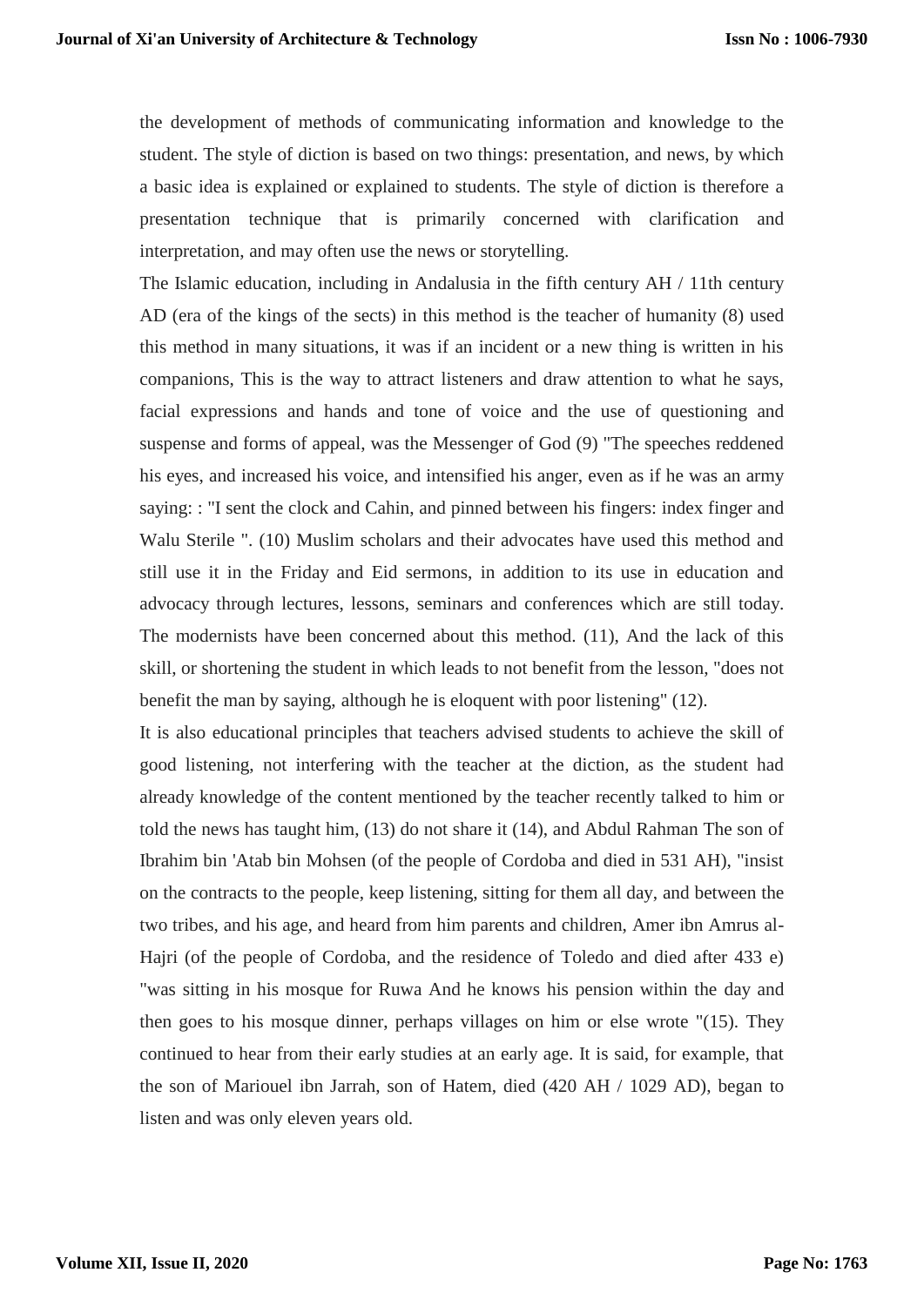the development of methods of communicating information and knowledge to the student. The style of diction is based on two things: presentation, and news, by which a basic idea is explained or explained to students. The style of diction is therefore a presentation technique that is primarily concerned with clarification and interpretation, and may often use the news or storytelling.

The Islamic education, including in Andalusia in the fifth century AH / 11th century AD (era of the kings of the sects) in this method is the teacher of humanity (8) used this method in many situations, it was if an incident or a new thing is written in his companions, This is the way to attract listeners and draw attention to what he says, facial expressions and hands and tone of voice and the use of questioning and suspense and forms of appeal, was the Messenger of God (9) "The speeches reddened his eyes, and increased his voice, and intensified his anger, even as if he was an army saying: : "I sent the clock and Cahin, and pinned between his fingers: index finger and Walu Sterile ". (10) Muslim scholars and their advocates have used this method and still use it in the Friday and Eid sermons, in addition to its use in education and advocacy through lectures, lessons, seminars and conferences which are still today. The modernists have been concerned about this method. (11), And the lack of this skill, or shortening the student in which leads to not benefit from the lesson, "does not benefit the man by saying, although he is eloquent with poor listening" (12).

It is also educational principles that teachers advised students to achieve the skill of good listening, not interfering with the teacher at the diction, as the student had already knowledge of the content mentioned by the teacher recently talked to him or told the news has taught him, (13) do not share it (14), and Abdul Rahman The son of Ibrahim bin 'Atab bin Mohsen (of the people of Cordoba and died in 531 AH), "insist on the contracts to the people, keep listening, sitting for them all day, and between the two tribes, and his age, and heard from him parents and children, Amer ibn Amrus al-Hajri (of the people of Cordoba, and the residence of Toledo and died after 433 e) "was sitting in his mosque for Ruwa And he knows his pension within the day and then goes to his mosque dinner, perhaps villages on him or else wrote "(15). They continued to hear from their early studies at an early age. It is said, for example, that the son of Mariouel ibn Jarrah, son of Hatem, died (420 AH / 1029 AD), began to listen and was only eleven years old.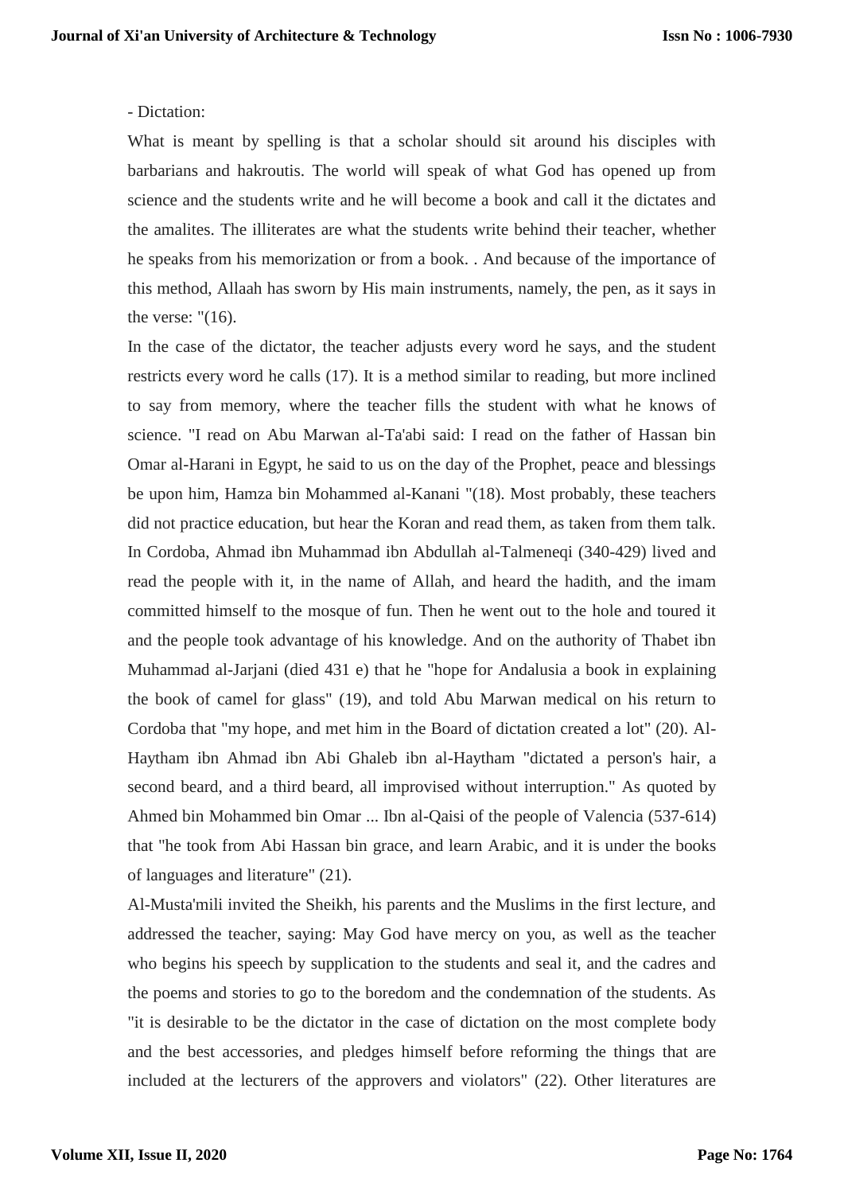- Dictation:

What is meant by spelling is that a scholar should sit around his disciples with barbarians and hakroutis. The world will speak of what God has opened up from science and the students write and he will become a book and call it the dictates and the amalites. The illiterates are what the students write behind their teacher, whether he speaks from his memorization or from a book. . And because of the importance of this method, Allaah has sworn by His main instruments, namely, the pen, as it says in the verse: "(16).

In the case of the dictator, the teacher adjusts every word he says, and the student restricts every word he calls (17). It is a method similar to reading, but more inclined to say from memory, where the teacher fills the student with what he knows of science. "I read on Abu Marwan al-Ta'abi said: I read on the father of Hassan bin Omar al-Harani in Egypt, he said to us on the day of the Prophet, peace and blessings be upon him, Hamza bin Mohammed al-Kanani "(18). Most probably, these teachers did not practice education, but hear the Koran and read them, as taken from them talk. In Cordoba, Ahmad ibn Muhammad ibn Abdullah al-Talmeneqi (340-429) lived and read the people with it, in the name of Allah, and heard the hadith, and the imam committed himself to the mosque of fun. Then he went out to the hole and toured it and the people took advantage of his knowledge. And on the authority of Thabet ibn Muhammad al-Jarjani (died 431 e) that he "hope for Andalusia a book in explaining the book of camel for glass" (19), and told Abu Marwan medical on his return to Cordoba that "my hope, and met him in the Board of dictation created a lot" (20). Al-Haytham ibn Ahmad ibn Abi Ghaleb ibn al-Haytham "dictated a person's hair, a second beard, and a third beard, all improvised without interruption." As quoted by Ahmed bin Mohammed bin Omar ... Ibn al-Qaisi of the people of Valencia (537-614) that "he took from Abi Hassan bin grace, and learn Arabic, and it is under the books of languages and literature" (21).

Al-Musta'mili invited the Sheikh, his parents and the Muslims in the first lecture, and addressed the teacher, saying: May God have mercy on you, as well as the teacher who begins his speech by supplication to the students and seal it, and the cadres and the poems and stories to go to the boredom and the condemnation of the students. As "it is desirable to be the dictator in the case of dictation on the most complete body and the best accessories, and pledges himself before reforming the things that are included at the lecturers of the approvers and violators" (22). Other literatures are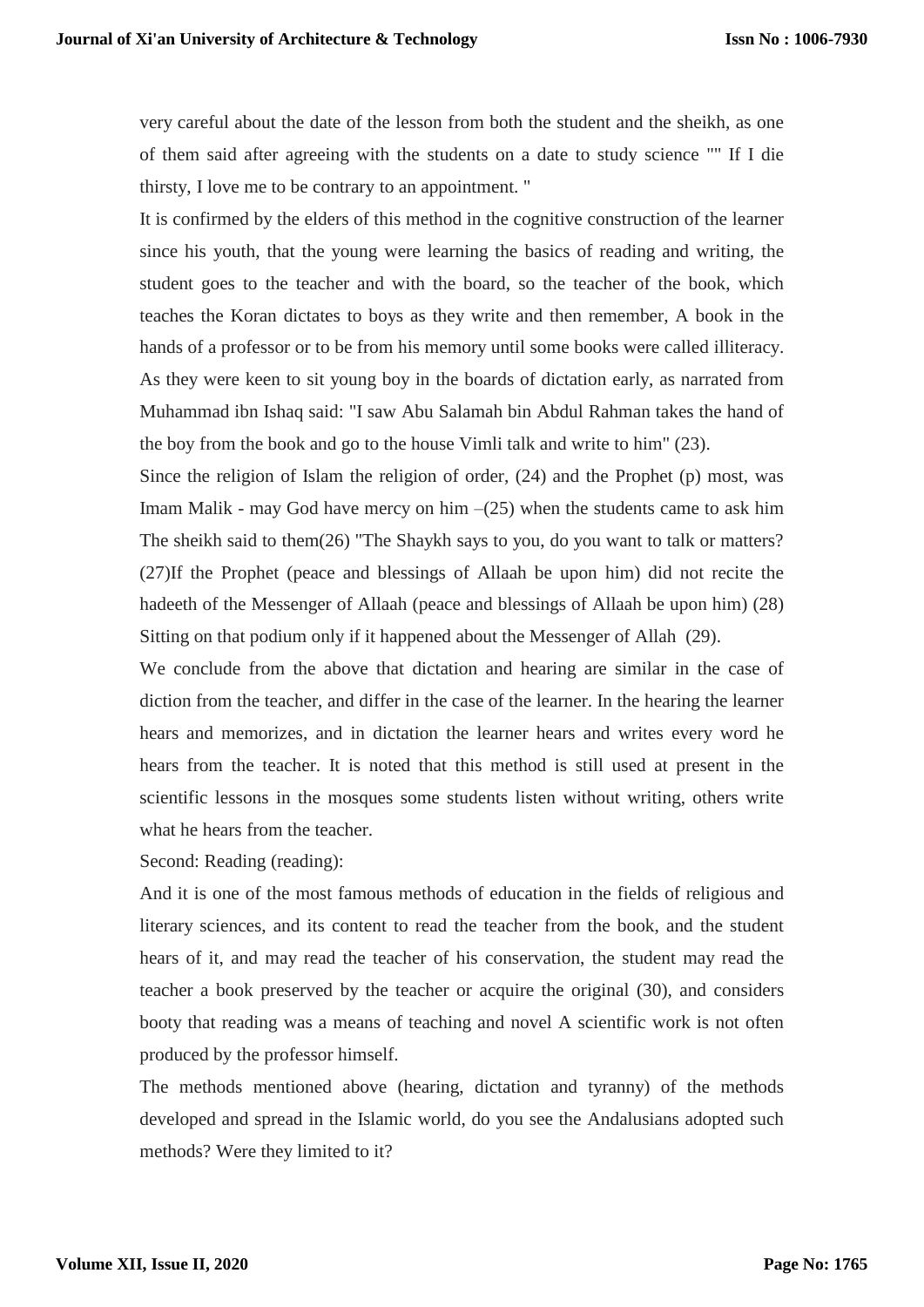very careful about the date of the lesson from both the student and the sheikh, as one of them said after agreeing with the students on a date to study science "" If I die thirsty, I love me to be contrary to an appointment. "

It is confirmed by the elders of this method in the cognitive construction of the learner since his youth, that the young were learning the basics of reading and writing, the student goes to the teacher and with the board, so the teacher of the book, which teaches the Koran dictates to boys as they write and then remember, A book in the hands of a professor or to be from his memory until some books were called illiteracy. As they were keen to sit young boy in the boards of dictation early, as narrated from Muhammad ibn Ishaq said: "I saw Abu Salamah bin Abdul Rahman takes the hand of the boy from the book and go to the house Vimli talk and write to him" (23).

Since the religion of Islam the religion of order, (24) and the Prophet (p) most, was Imam Malik - may God have mercy on him –(25) when the students came to ask him The sheikh said to them(26) "The Shaykh says to you, do you want to talk or matters? (27)If the Prophet (peace and blessings of Allaah be upon him) did not recite the hadeeth of the Messenger of Allaah (peace and blessings of Allaah be upon him) (28) Sitting on that podium only if it happened about the Messenger of Allah (29).

We conclude from the above that dictation and hearing are similar in the case of diction from the teacher, and differ in the case of the learner. In the hearing the learner hears and memorizes, and in dictation the learner hears and writes every word he hears from the teacher. It is noted that this method is still used at present in the scientific lessons in the mosques some students listen without writing, others write what he hears from the teacher.

Second: Reading (reading):

And it is one of the most famous methods of education in the fields of religious and literary sciences, and its content to read the teacher from the book, and the student hears of it, and may read the teacher of his conservation, the student may read the teacher a book preserved by the teacher or acquire the original (30), and considers booty that reading was a means of teaching and novel A scientific work is not often produced by the professor himself.

The methods mentioned above (hearing, dictation and tyranny) of the methods developed and spread in the Islamic world, do you see the Andalusians adopted such methods? Were they limited to it?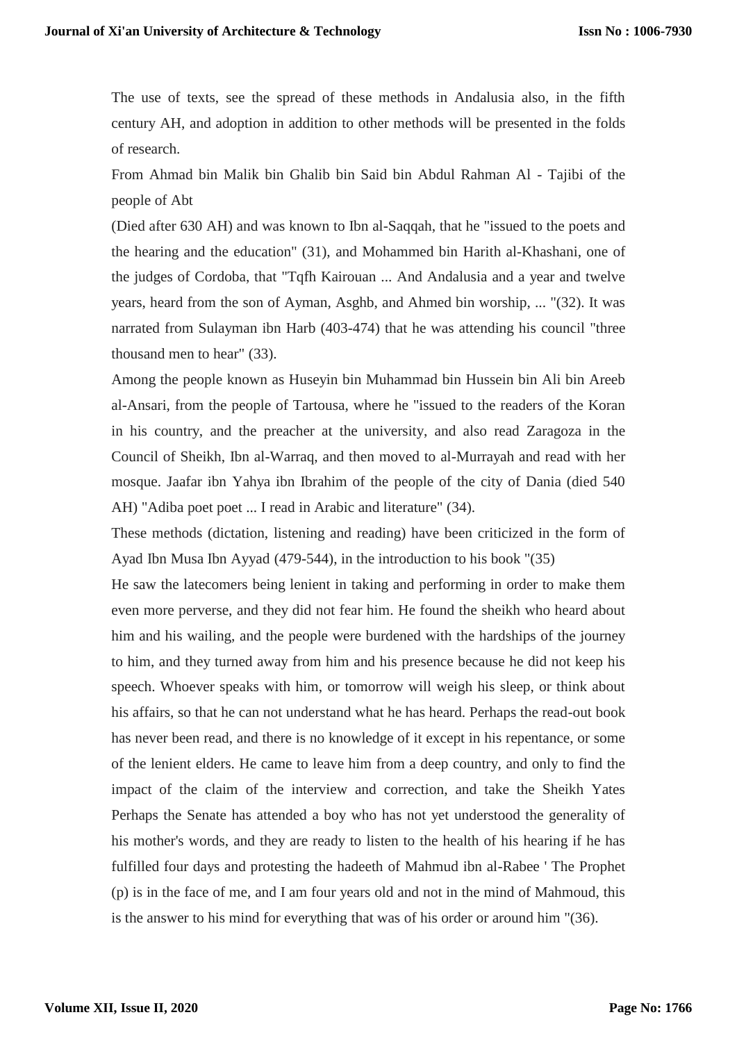The use of texts, see the spread of these methods in Andalusia also, in the fifth century AH, and adoption in addition to other methods will be presented in the folds of research.

From Ahmad bin Malik bin Ghalib bin Said bin Abdul Rahman Al - Tajibi of the people of Abt

(Died after 630 AH) and was known to Ibn al-Saqqah, that he "issued to the poets and the hearing and the education" (31), and Mohammed bin Harith al-Khashani, one of the judges of Cordoba, that "Tqfh Kairouan ... And Andalusia and a year and twelve years, heard from the son of Ayman, Asghb, and Ahmed bin worship, ... "(32). It was narrated from Sulayman ibn Harb (403-474) that he was attending his council "three thousand men to hear" (33).

Among the people known as Huseyin bin Muhammad bin Hussein bin Ali bin Areeb al-Ansari, from the people of Tartousa, where he "issued to the readers of the Koran in his country, and the preacher at the university, and also read Zaragoza in the Council of Sheikh, Ibn al-Warraq, and then moved to al-Murrayah and read with her mosque. Jaafar ibn Yahya ibn Ibrahim of the people of the city of Dania (died 540 AH) "Adiba poet poet ... I read in Arabic and literature" (34).

These methods (dictation, listening and reading) have been criticized in the form of Ayad Ibn Musa Ibn Ayyad (479-544), in the introduction to his book "(35)

He saw the latecomers being lenient in taking and performing in order to make them even more perverse, and they did not fear him. He found the sheikh who heard about him and his wailing, and the people were burdened with the hardships of the journey to him, and they turned away from him and his presence because he did not keep his speech. Whoever speaks with him, or tomorrow will weigh his sleep, or think about his affairs, so that he can not understand what he has heard. Perhaps the read-out book has never been read, and there is no knowledge of it except in his repentance, or some of the lenient elders. He came to leave him from a deep country, and only to find the impact of the claim of the interview and correction, and take the Sheikh Yates Perhaps the Senate has attended a boy who has not yet understood the generality of his mother's words, and they are ready to listen to the health of his hearing if he has fulfilled four days and protesting the hadeeth of Mahmud ibn al-Rabee ' The Prophet (p) is in the face of me, and I am four years old and not in the mind of Mahmoud, this is the answer to his mind for everything that was of his order or around him "(36).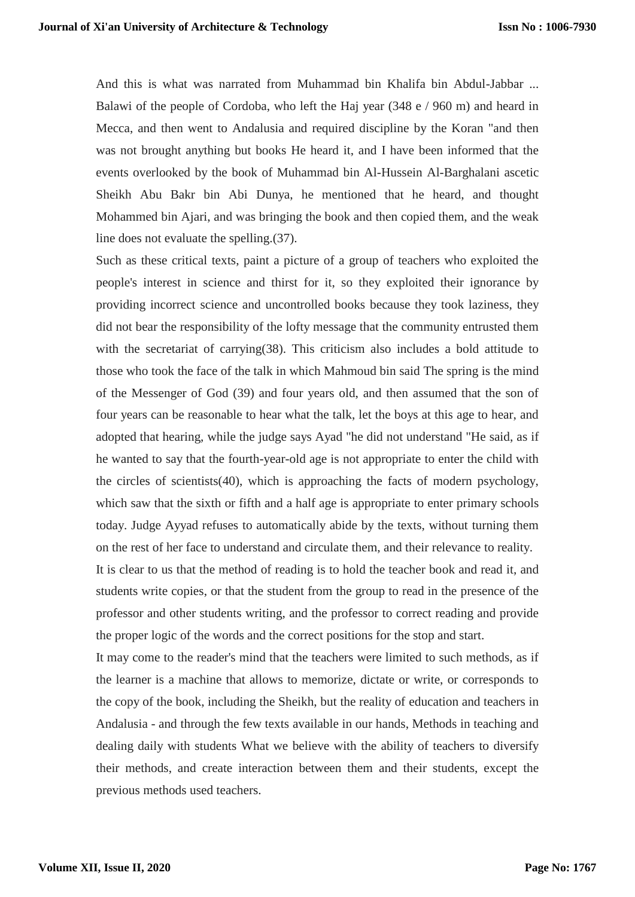And this is what was narrated from Muhammad bin Khalifa bin Abdul-Jabbar ... Balawi of the people of Cordoba, who left the Haj year (348 e / 960 m) and heard in Mecca, and then went to Andalusia and required discipline by the Koran "and then was not brought anything but books He heard it, and I have been informed that the events overlooked by the book of Muhammad bin Al-Hussein Al-Barghalani ascetic Sheikh Abu Bakr bin Abi Dunya, he mentioned that he heard, and thought Mohammed bin Ajari, and was bringing the book and then copied them, and the weak line does not evaluate the spelling.(37).

Such as these critical texts, paint a picture of a group of teachers who exploited the people's interest in science and thirst for it, so they exploited their ignorance by providing incorrect science and uncontrolled books because they took laziness, they did not bear the responsibility of the lofty message that the community entrusted them with the secretariat of carrying(38). This criticism also includes a bold attitude to those who took the face of the talk in which Mahmoud bin said The spring is the mind of the Messenger of God (39) and four years old, and then assumed that the son of four years can be reasonable to hear what the talk, let the boys at this age to hear, and adopted that hearing, while the judge says Ayad "he did not understand "He said, as if he wanted to say that the fourth-year-old age is not appropriate to enter the child with the circles of scientists(40), which is approaching the facts of modern psychology, which saw that the sixth or fifth and a half age is appropriate to enter primary schools today. Judge Ayyad refuses to automatically abide by the texts, without turning them on the rest of her face to understand and circulate them, and their relevance to reality.

It is clear to us that the method of reading is to hold the teacher book and read it, and students write copies, or that the student from the group to read in the presence of the professor and other students writing, and the professor to correct reading and provide the proper logic of the words and the correct positions for the stop and start.

It may come to the reader's mind that the teachers were limited to such methods, as if the learner is a machine that allows to memorize, dictate or write, or corresponds to the copy of the book, including the Sheikh, but the reality of education and teachers in Andalusia - and through the few texts available in our hands, Methods in teaching and dealing daily with students What we believe with the ability of teachers to diversify their methods, and create interaction between them and their students, except the previous methods used teachers.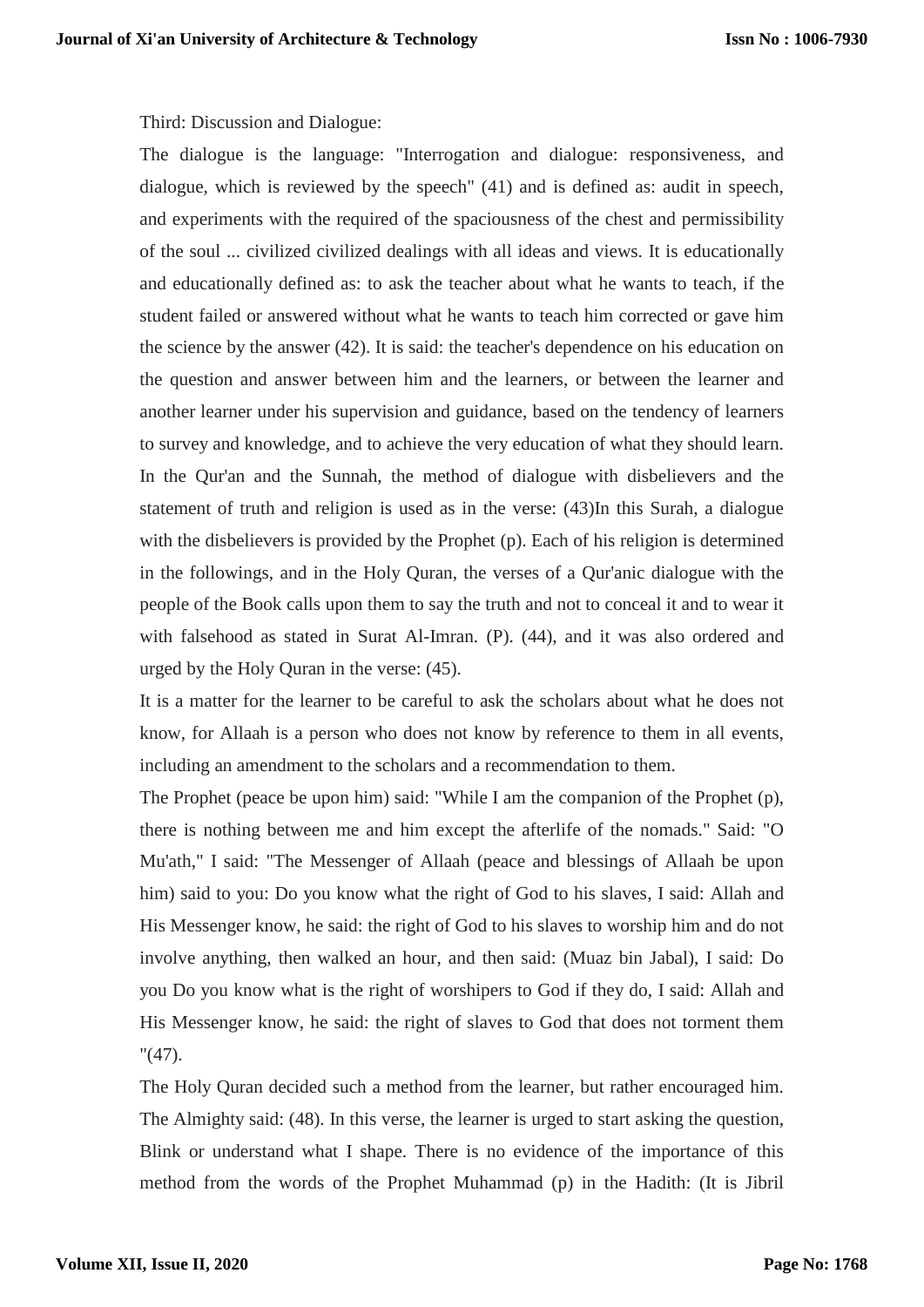Third: Discussion and Dialogue:

The dialogue is the language: "Interrogation and dialogue: responsiveness, and dialogue, which is reviewed by the speech" (41) and is defined as: audit in speech, and experiments with the required of the spaciousness of the chest and permissibility of the soul ... civilized civilized dealings with all ideas and views. It is educationally and educationally defined as: to ask the teacher about what he wants to teach, if the student failed or answered without what he wants to teach him corrected or gave him the science by the answer (42). It is said: the teacher's dependence on his education on the question and answer between him and the learners, or between the learner and another learner under his supervision and guidance, based on the tendency of learners to survey and knowledge, and to achieve the very education of what they should learn. In the Qur'an and the Sunnah, the method of dialogue with disbelievers and the statement of truth and religion is used as in the verse: (43)In this Surah, a dialogue with the disbelievers is provided by the Prophet (p). Each of his religion is determined in the followings, and in the Holy Quran, the verses of a Qur'anic dialogue with the people of the Book calls upon them to say the truth and not to conceal it and to wear it with falsehood as stated in Surat Al-Imran. (P). (44), and it was also ordered and urged by the Holy Quran in the verse: (45).

It is a matter for the learner to be careful to ask the scholars about what he does not know, for Allaah is a person who does not know by reference to them in all events, including an amendment to the scholars and a recommendation to them.

The Prophet (peace be upon him) said: "While I am the companion of the Prophet (p), there is nothing between me and him except the afterlife of the nomads." Said: "O Mu'ath," I said: "The Messenger of Allaah (peace and blessings of Allaah be upon him) said to you: Do you know what the right of God to his slaves, I said: Allah and His Messenger know, he said: the right of God to his slaves to worship him and do not involve anything, then walked an hour, and then said: (Muaz bin Jabal), I said: Do you Do you know what is the right of worshipers to God if they do, I said: Allah and His Messenger know, he said: the right of slaves to God that does not torment them "(47).

The Holy Quran decided such a method from the learner, but rather encouraged him. The Almighty said: (48). In this verse, the learner is urged to start asking the question, Blink or understand what I shape. There is no evidence of the importance of this method from the words of the Prophet Muhammad (p) in the Hadith: (It is Jibril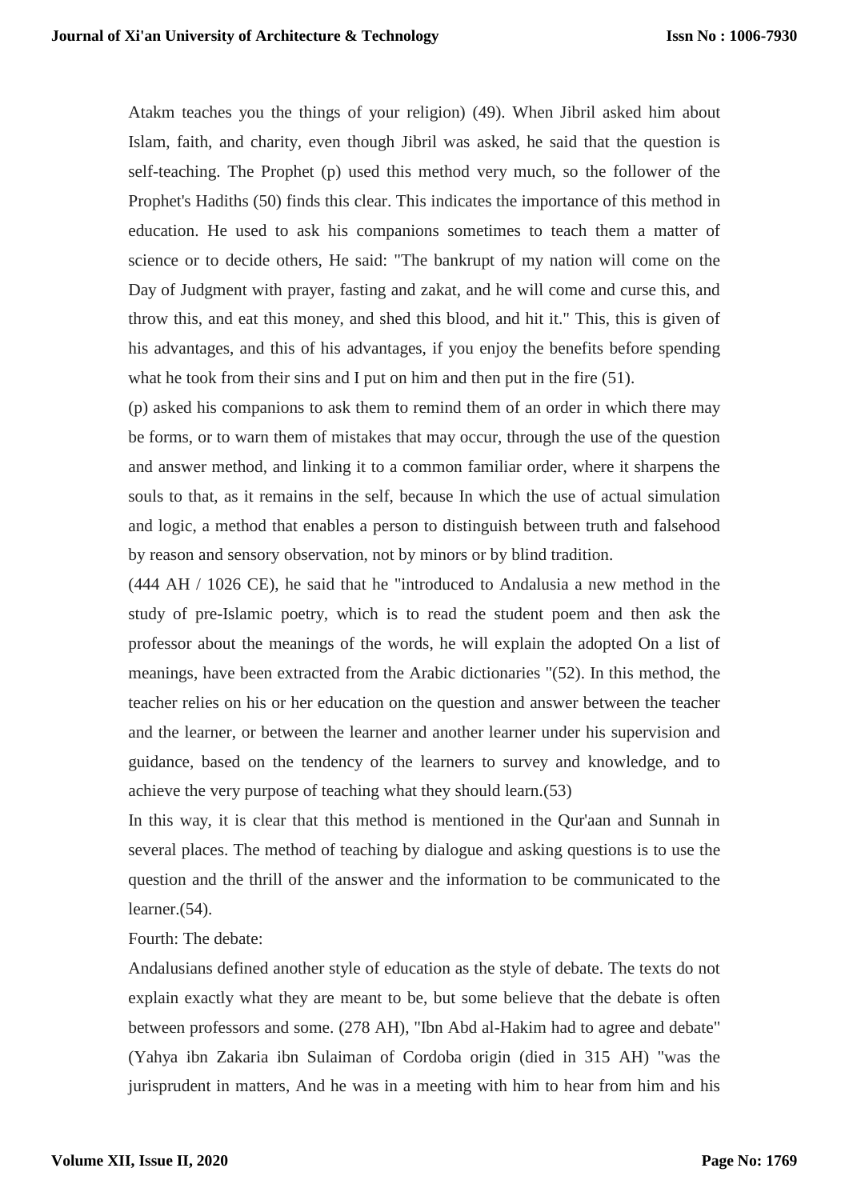Atakm teaches you the things of your religion) (49). When Jibril asked him about Islam, faith, and charity, even though Jibril was asked, he said that the question is self-teaching. The Prophet (p) used this method very much, so the follower of the Prophet's Hadiths (50) finds this clear. This indicates the importance of this method in education. He used to ask his companions sometimes to teach them a matter of science or to decide others, He said: "The bankrupt of my nation will come on the Day of Judgment with prayer, fasting and zakat, and he will come and curse this, and throw this, and eat this money, and shed this blood, and hit it." This, this is given of his advantages, and this of his advantages, if you enjoy the benefits before spending what he took from their sins and I put on him and then put in the fire (51).

(p) asked his companions to ask them to remind them of an order in which there may be forms, or to warn them of mistakes that may occur, through the use of the question and answer method, and linking it to a common familiar order, where it sharpens the souls to that, as it remains in the self, because In which the use of actual simulation and logic, a method that enables a person to distinguish between truth and falsehood by reason and sensory observation, not by minors or by blind tradition.

(444 AH / 1026 CE), he said that he "introduced to Andalusia a new method in the study of pre-Islamic poetry, which is to read the student poem and then ask the professor about the meanings of the words, he will explain the adopted On a list of meanings, have been extracted from the Arabic dictionaries "(52). In this method, the teacher relies on his or her education on the question and answer between the teacher and the learner, or between the learner and another learner under his supervision and guidance, based on the tendency of the learners to survey and knowledge, and to achieve the very purpose of teaching what they should learn.(53)

In this way, it is clear that this method is mentioned in the Qur'aan and Sunnah in several places. The method of teaching by dialogue and asking questions is to use the question and the thrill of the answer and the information to be communicated to the learner.(54).

Fourth: The debate:

Andalusians defined another style of education as the style of debate. The texts do not explain exactly what they are meant to be, but some believe that the debate is often between professors and some. (278 AH), "Ibn Abd al-Hakim had to agree and debate" (Yahya ibn Zakaria ibn Sulaiman of Cordoba origin (died in 315 AH) "was the jurisprudent in matters, And he was in a meeting with him to hear from him and his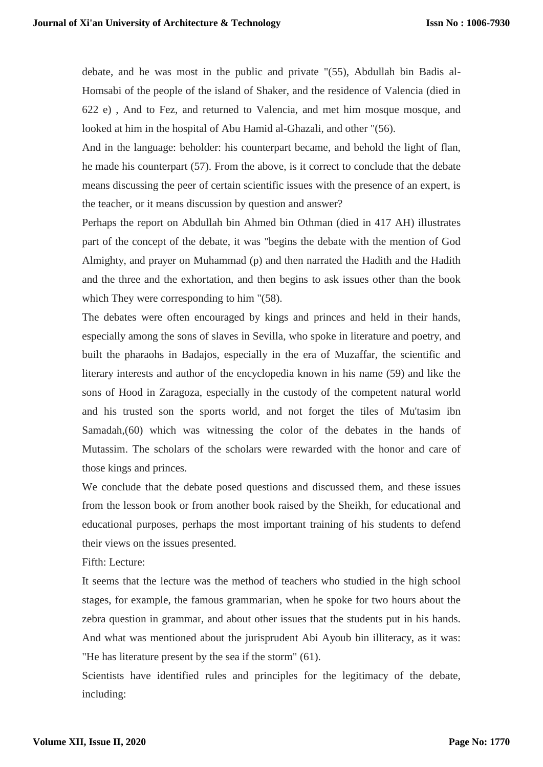debate, and he was most in the public and private "(55), Abdullah bin Badis al-Homsabi of the people of the island of Shaker, and the residence of Valencia (died in 622 e) , And to Fez, and returned to Valencia, and met him mosque mosque, and looked at him in the hospital of Abu Hamid al-Ghazali, and other "(56).

And in the language: beholder: his counterpart became, and behold the light of flan, he made his counterpart (57). From the above, is it correct to conclude that the debate means discussing the peer of certain scientific issues with the presence of an expert, is the teacher, or it means discussion by question and answer?

Perhaps the report on Abdullah bin Ahmed bin Othman (died in 417 AH) illustrates part of the concept of the debate, it was "begins the debate with the mention of God Almighty, and prayer on Muhammad (p) and then narrated the Hadith and the Hadith and the three and the exhortation, and then begins to ask issues other than the book which They were corresponding to him "(58).

The debates were often encouraged by kings and princes and held in their hands, especially among the sons of slaves in Sevilla, who spoke in literature and poetry, and built the pharaohs in Badajos, especially in the era of Muzaffar, the scientific and literary interests and author of the encyclopedia known in his name (59) and like the sons of Hood in Zaragoza, especially in the custody of the competent natural world and his trusted son the sports world, and not forget the tiles of Mu'tasim ibn Samadah,(60) which was witnessing the color of the debates in the hands of Mutassim. The scholars of the scholars were rewarded with the honor and care of those kings and princes.

We conclude that the debate posed questions and discussed them, and these issues from the lesson book or from another book raised by the Sheikh, for educational and educational purposes, perhaps the most important training of his students to defend their views on the issues presented.

Fifth: Lecture:

It seems that the lecture was the method of teachers who studied in the high school stages, for example, the famous grammarian, when he spoke for two hours about the zebra question in grammar, and about other issues that the students put in his hands. And what was mentioned about the jurisprudent Abi Ayoub bin illiteracy, as it was: "He has literature present by the sea if the storm" (61).

Scientists have identified rules and principles for the legitimacy of the debate, including: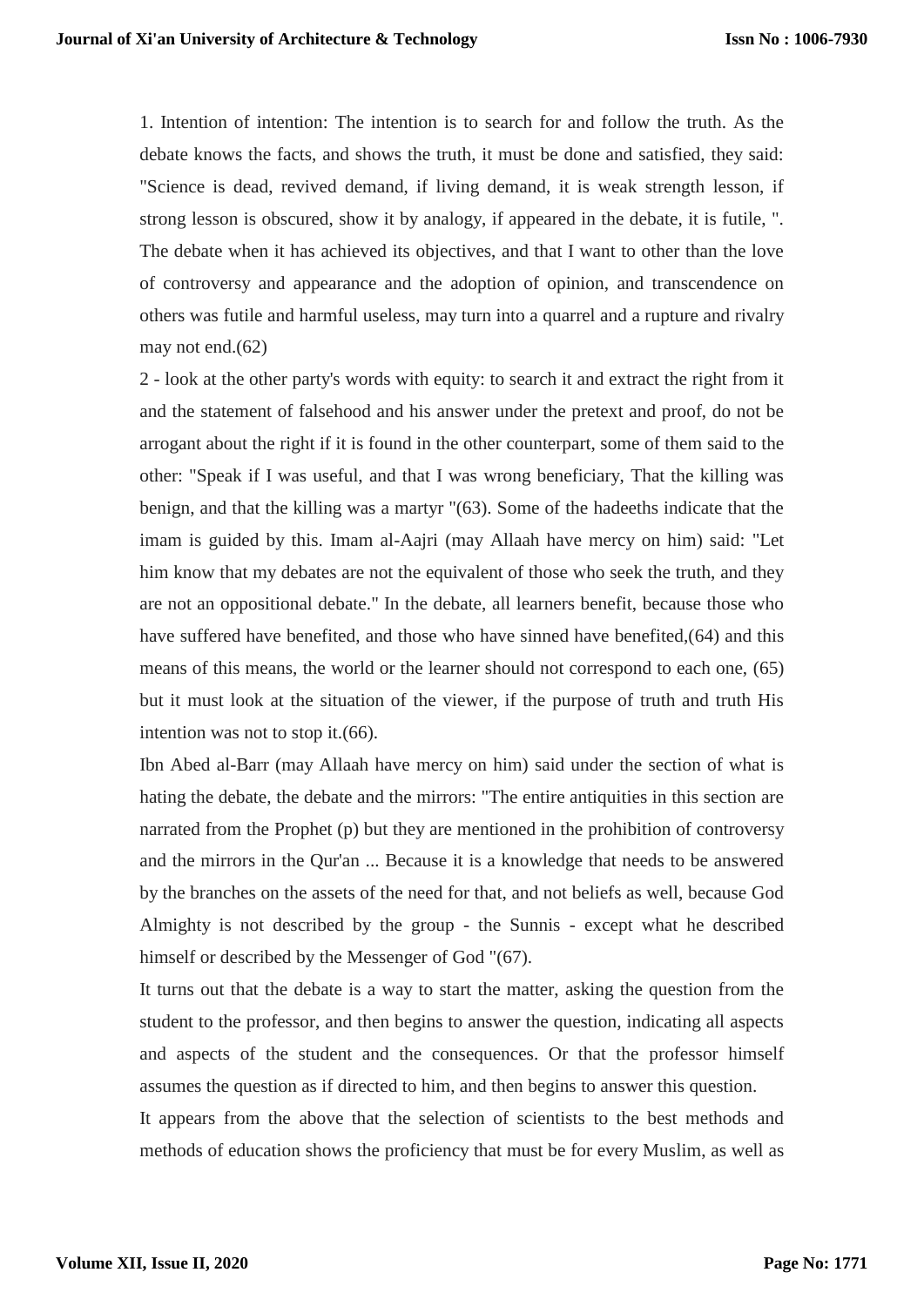1. Intention of intention: The intention is to search for and follow the truth. As the debate knows the facts, and shows the truth, it must be done and satisfied, they said: "Science is dead, revived demand, if living demand, it is weak strength lesson, if strong lesson is obscured, show it by analogy, if appeared in the debate, it is futile, ". The debate when it has achieved its objectives, and that I want to other than the love of controversy and appearance and the adoption of opinion, and transcendence on others was futile and harmful useless, may turn into a quarrel and a rupture and rivalry may not end.(62)

2 - look at the other party's words with equity: to search it and extract the right from it and the statement of falsehood and his answer under the pretext and proof, do not be arrogant about the right if it is found in the other counterpart, some of them said to the other: "Speak if I was useful, and that I was wrong beneficiary, That the killing was benign, and that the killing was a martyr "(63). Some of the hadeeths indicate that the imam is guided by this. Imam al-Aajri (may Allaah have mercy on him) said: "Let him know that my debates are not the equivalent of those who seek the truth, and they are not an oppositional debate." In the debate, all learners benefit, because those who have suffered have benefited, and those who have sinned have benefited,(64) and this means of this means, the world or the learner should not correspond to each one, (65) but it must look at the situation of the viewer, if the purpose of truth and truth His intention was not to stop it.(66).

Ibn Abed al-Barr (may Allaah have mercy on him) said under the section of what is hating the debate, the debate and the mirrors: "The entire antiquities in this section are narrated from the Prophet (p) but they are mentioned in the prohibition of controversy and the mirrors in the Qur'an ... Because it is a knowledge that needs to be answered by the branches on the assets of the need for that, and not beliefs as well, because God Almighty is not described by the group - the Sunnis - except what he described himself or described by the Messenger of God "(67).

It turns out that the debate is a way to start the matter, asking the question from the student to the professor, and then begins to answer the question, indicating all aspects and aspects of the student and the consequences. Or that the professor himself assumes the question as if directed to him, and then begins to answer this question.

It appears from the above that the selection of scientists to the best methods and methods of education shows the proficiency that must be for every Muslim, as well as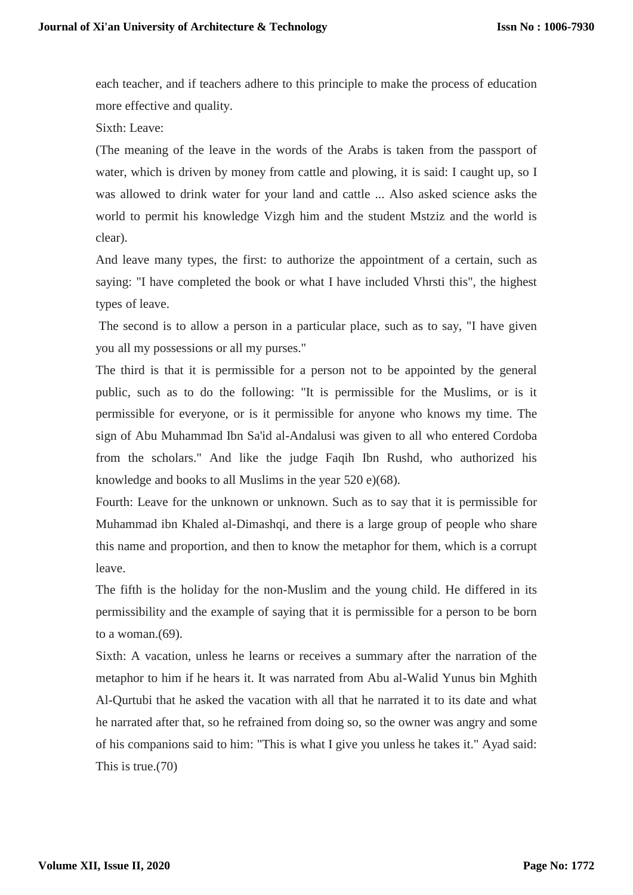each teacher, and if teachers adhere to this principle to make the process of education more effective and quality.

Sixth: Leave:

(The meaning of the leave in the words of the Arabs is taken from the passport of water, which is driven by money from cattle and plowing, it is said: I caught up, so I was allowed to drink water for your land and cattle ... Also asked science asks the world to permit his knowledge Vizgh him and the student Mstziz and the world is clear).

And leave many types, the first: to authorize the appointment of a certain, such as saying: "I have completed the book or what I have included Vhrsti this", the highest types of leave.

The second is to allow a person in a particular place, such as to say, "I have given you all my possessions or all my purses."

The third is that it is permissible for a person not to be appointed by the general public, such as to do the following: "It is permissible for the Muslims, or is it permissible for everyone, or is it permissible for anyone who knows my time. The sign of Abu Muhammad Ibn Sa'id al-Andalusi was given to all who entered Cordoba from the scholars." And like the judge Faqih Ibn Rushd, who authorized his knowledge and books to all Muslims in the year 520 e)(68).

Fourth: Leave for the unknown or unknown. Such as to say that it is permissible for Muhammad ibn Khaled al-Dimashqi, and there is a large group of people who share this name and proportion, and then to know the metaphor for them, which is a corrupt leave.

The fifth is the holiday for the non-Muslim and the young child. He differed in its permissibility and the example of saying that it is permissible for a person to be born to a woman.(69).

Sixth: A vacation, unless he learns or receives a summary after the narration of the metaphor to him if he hears it. It was narrated from Abu al-Walid Yunus bin Mghith Al-Qurtubi that he asked the vacation with all that he narrated it to its date and what he narrated after that, so he refrained from doing so, so the owner was angry and some of his companions said to him: "This is what I give you unless he takes it." Ayad said: This is true.(70)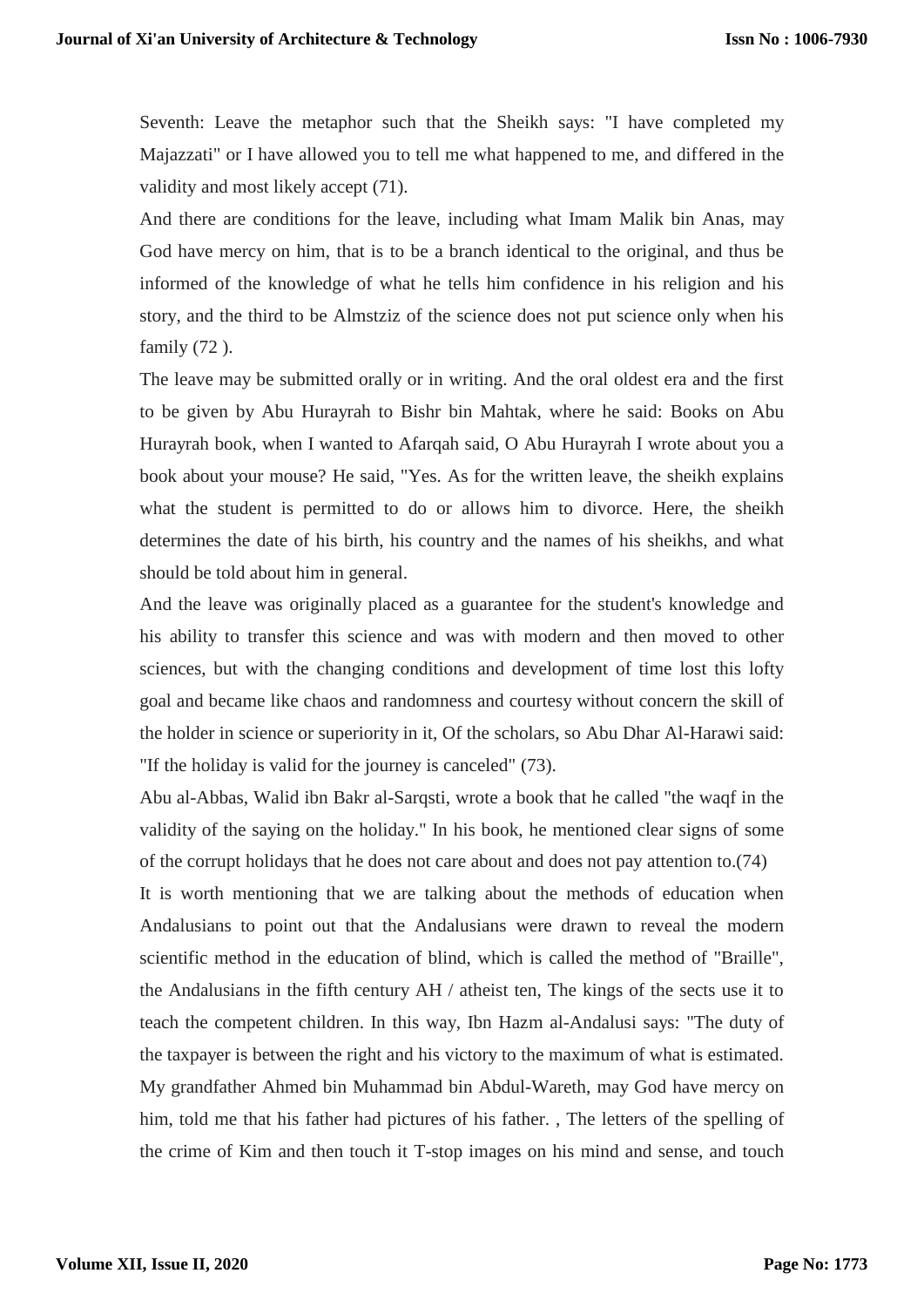Seventh: Leave the metaphor such that the Sheikh says: "I have completed my Majazzati" or I have allowed you to tell me what happened to me, and differed in the validity and most likely accept (71).

And there are conditions for the leave, including what Imam Malik bin Anas, may God have mercy on him, that is to be a branch identical to the original, and thus be informed of the knowledge of what he tells him confidence in his religion and his story, and the third to be Almstziz of the science does not put science only when his family (72 ).

The leave may be submitted orally or in writing. And the oral oldest era and the first to be given by Abu Hurayrah to Bishr bin Mahtak, where he said: Books on Abu Hurayrah book, when I wanted to Afarqah said, O Abu Hurayrah I wrote about you a book about your mouse? He said, "Yes. As for the written leave, the sheikh explains what the student is permitted to do or allows him to divorce. Here, the sheikh determines the date of his birth, his country and the names of his sheikhs, and what should be told about him in general.

And the leave was originally placed as a guarantee for the student's knowledge and his ability to transfer this science and was with modern and then moved to other sciences, but with the changing conditions and development of time lost this lofty goal and became like chaos and randomness and courtesy without concern the skill of the holder in science or superiority in it, Of the scholars, so Abu Dhar Al-Harawi said: "If the holiday is valid for the journey is canceled" (73).

Abu al-Abbas, Walid ibn Bakr al-Sarqsti, wrote a book that he called "the waqf in the validity of the saying on the holiday." In his book, he mentioned clear signs of some of the corrupt holidays that he does not care about and does not pay attention to.(74)

It is worth mentioning that we are talking about the methods of education when Andalusians to point out that the Andalusians were drawn to reveal the modern scientific method in the education of blind, which is called the method of "Braille", the Andalusians in the fifth century AH / atheist ten, The kings of the sects use it to teach the competent children. In this way, Ibn Hazm al-Andalusi says: "The duty of the taxpayer is between the right and his victory to the maximum of what is estimated. My grandfather Ahmed bin Muhammad bin Abdul-Wareth, may God have mercy on him, told me that his father had pictures of his father. , The letters of the spelling of the crime of Kim and then touch it T-stop images on his mind and sense, and touch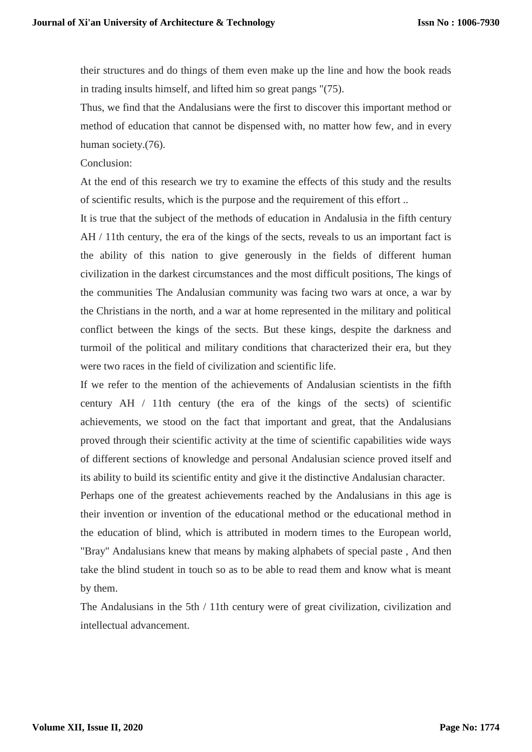their structures and do things of them even make up the line and how the book reads in trading insults himself, and lifted him so great pangs "(75).

Thus, we find that the Andalusians were the first to discover this important method or method of education that cannot be dispensed with, no matter how few, and in every human society.(76).

Conclusion:

At the end of this research we try to examine the effects of this study and the results of scientific results, which is the purpose and the requirement of this effort ..

It is true that the subject of the methods of education in Andalusia in the fifth century AH / 11th century, the era of the kings of the sects, reveals to us an important fact is the ability of this nation to give generously in the fields of different human civilization in the darkest circumstances and the most difficult positions, The kings of the communities The Andalusian community was facing two wars at once, a war by the Christians in the north, and a war at home represented in the military and political conflict between the kings of the sects. But these kings, despite the darkness and turmoil of the political and military conditions that characterized their era, but they were two races in the field of civilization and scientific life.

If we refer to the mention of the achievements of Andalusian scientists in the fifth century AH / 11th century (the era of the kings of the sects) of scientific achievements, we stood on the fact that important and great, that the Andalusians proved through their scientific activity at the time of scientific capabilities wide ways of different sections of knowledge and personal Andalusian science proved itself and its ability to build its scientific entity and give it the distinctive Andalusian character.

Perhaps one of the greatest achievements reached by the Andalusians in this age is their invention or invention of the educational method or the educational method in the education of blind, which is attributed in modern times to the European world, "Bray" Andalusians knew that means by making alphabets of special paste , And then take the blind student in touch so as to be able to read them and know what is meant by them.

The Andalusians in the 5th / 11th century were of great civilization, civilization and intellectual advancement.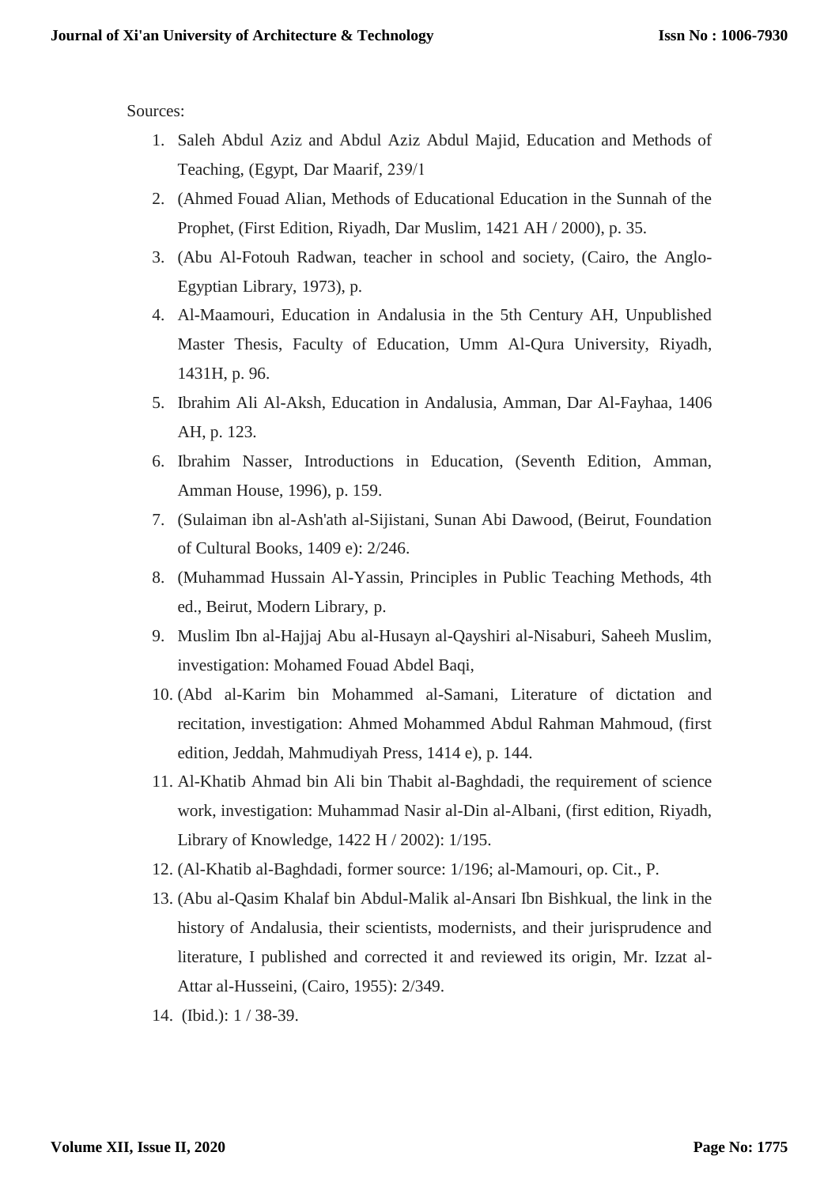Sources:

1. Saleh Abdul Aziz and Abdul Aziz Abdul Majid, Education and Methods of Teaching, (Egypt, Dar Maarif, 239/1
2. (Ahmed Fouad Alian, Methods of Educational Education in the Sunnah of the Prophet, (First Edition, Riyadh, Dar Muslim, 1421 AH / 2000), p. 35.
3. (Abu Al-Fotouh Radwan, teacher in school and society, (Cairo, the Anglo-Egyptian Library, 1973), p.
4. Al-Maamouri, Education in Andalusia in the 5th Century AH, Unpublished Master Thesis, Faculty of Education, Umm Al-Qura University, Riyadh, 1431H, p. 96.
5. Ibrahim Ali Al-Aksh, Education in Andalusia, Amman, Dar Al-Fayhaa, 1406 AH, p. 123.
6. Ibrahim Nasser, Introductions in Education, (Seventh Edition, Amman, Amman House, 1996), p. 159.
7. (Sulaiman ibn al-Ash'ath al-Sijistani, Sunan Abi Dawood, (Beirut, Foundation of Cultural Books, 1409 e): 2/246.
8. (Muhammad Hussain Al-Yassin, Principles in Public Teaching Methods, 4th ed., Beirut, Modern Library, p.
9. Muslim Ibn al-Hajjaj Abu al-Husayn al-Qayshiri al-Nisaburi, Saheeh Muslim, investigation: Mohamed Fouad Abdel Baqi,
10. (Abd al-Karim bin Mohammed al-Samani, Literature of dictation and recitation, investigation: Ahmed Mohammed Abdul Rahman Mahmoud, (first edition, Jeddah, Mahmudiyah Press, 1414 e), p. 144.
11. Al-Khatib Ahmad bin Ali bin Thabit al-Baghdadi, the requirement of science work, investigation: Muhammad Nasir al-Din al-Albani, (first edition, Riyadh, Library of Knowledge, 1422 H / 2002): 1/195.
12. (Al-Khatib al-Baghdadi, former source: 1/196; al-Mamouri, op. Cit., P.
13. (Abu al-Qasim Khalaf bin Abdul-Malik al-Ansari Ibn Bishkual, the link in the history of Andalusia, their scientists, modernists, and their jurisprudence and literature, I published and corrected it and reviewed its origin, Mr. Izzat al-Attar al-Husseini, (Cairo, 1955): 2/349.
14. (Ibid.): 1 / 38-39.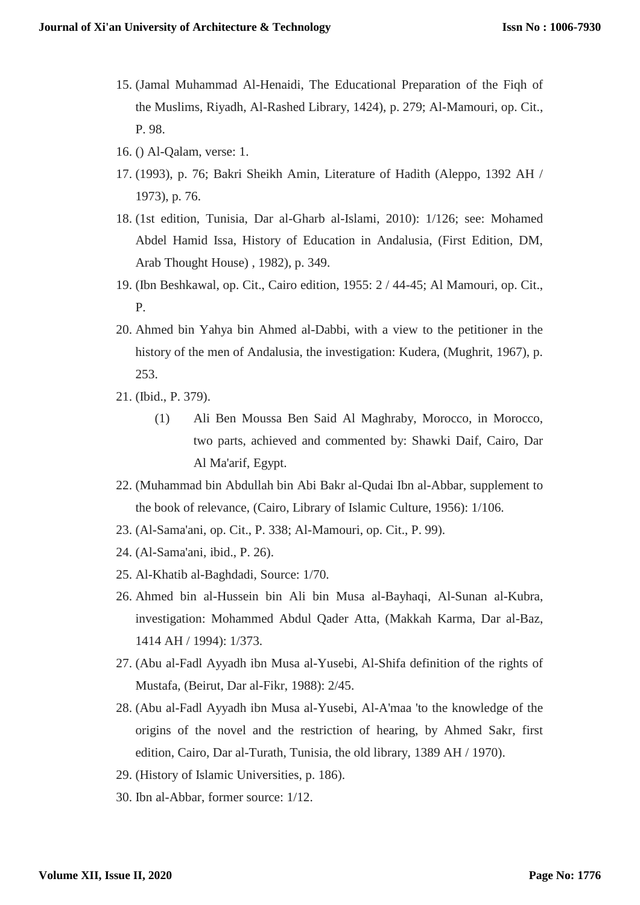15. (Jamal Muhammad Al-Henaidi, The Educational Preparation of the Fiqh of the Muslims, Riyadh, Al-Rashed Library, 1424), p. 279; Al-Mamouri, op. Cit., P. 98.
16. () Al-Qalam, verse: 1.
17. (1993), p. 76; Bakri Sheikh Amin, Literature of Hadith (Aleppo, 1392 AH / 1973), p. 76.
18. (1st edition, Tunisia, Dar al-Gharb al-Islami, 2010): 1/126; see: Mohamed Abdel Hamid Issa, History of Education in Andalusia, (First Edition, DM, Arab Thought House) , 1982), p. 349.
19. (Ibn Beshkawal, op. Cit., Cairo edition, 1955: 2 / 44-45; Al Mamouri, op. Cit., P.
20. Ahmed bin Yahya bin Ahmed al-Dabbi, with a view to the petitioner in the history of the men of Andalusia, the investigation: Kudera, (Mughrit, 1967), p. 253.
21. (Ibid., P. 379).
    (1) Ali Ben Moussa Ben Said Al Maghraby, Morocco, in Morocco, two parts, achieved and commented by: Shawki Daif, Cairo, Dar Al Ma'arif, Egypt.
22. (Muhammad bin Abdullah bin Abi Bakr al-Qudai Ibn al-Abbar, supplement to the book of relevance, (Cairo, Library of Islamic Culture, 1956): 1/106.
23. (Al-Sama'ani, op. Cit., P. 338; Al-Mamouri, op. Cit., P. 99).
24. (Al-Sama'ani, ibid., P. 26).
25. Al-Khatib al-Baghdadi, Source: 1/70.
26. Ahmed bin al-Hussein bin Ali bin Musa al-Bayhaqi, Al-Sunan al-Kubra, investigation: Mohammed Abdul Qader Atta, (Makkah Karma, Dar al-Baz, 1414 AH / 1994): 1/373.
27. (Abu al-Fadl Ayyadh ibn Musa al-Yusebi, Al-Shifa definition of the rights of Mustafa, (Beirut, Dar al-Fikr, 1988): 2/45.
28. (Abu al-Fadl Ayyadh ibn Musa al-Yusebi, Al-A'maa 'to the knowledge of the origins of the novel and the restriction of hearing, by Ahmed Sakr, first edition, Cairo, Dar al-Turath, Tunisia, the old library, 1389 AH / 1970).
29. (History of Islamic Universities, p. 186).
30. Ibn al-Abbar, former source: 1/12.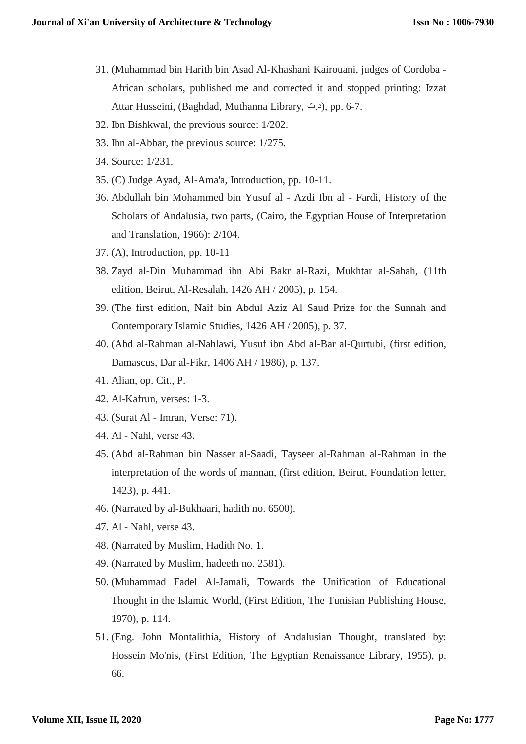31. (Muhammad bin Harith bin Asad Al-Khashani Kairouani, judges of Cordoba - African scholars, published me and corrected it and stopped printing: Izzat Attar Husseini, (Baghdad, Muthanna Library, د.ت), pp. 6-7.
32. Ibn Bishkwal, the previous source: 1/202.
33. Ibn al-Abbar, the previous source: 1/275.
34. Source: 1/231.
35. (C) Judge Ayad, Al-Ama'a, Introduction, pp. 10-11.
36. Abdullah bin Mohammed bin Yusuf al - Azdi Ibn al - Fardi, History of the Scholars of Andalusia, two parts, (Cairo, the Egyptian House of Interpretation and Translation, 1966): 2/104.
37. (A), Introduction, pp. 10-11
38. Zayd al-Din Muhammad ibn Abi Bakr al-Razi, Mukhtar al-Sahah, (11th edition, Beirut, Al-Resalah, 1426 AH / 2005), p. 154.
39. (The first edition, Naif bin Abdul Aziz Al Saud Prize for the Sunnah and Contemporary Islamic Studies, 1426 AH / 2005), p. 37.
40. (Abd al-Rahman al-Nahlawi, Yusuf ibn Abd al-Bar al-Qurtubi, (first edition, Damascus, Dar al-Fikr, 1406 AH / 1986), p. 137.
41. Alian, op. Cit., P.
42. Al-Kafrun, verses: 1-3.
43. (Surat Al - Imran, Verse: 71).
44. Al - Nahl, verse 43.
45. (Abd al-Rahman bin Nasser al-Saadi, Tayseer al-Rahman al-Rahman in the interpretation of the words of mannan, (first edition, Beirut, Foundation letter, 1423), p. 441.
46. (Narrated by al-Bukhaari, hadith no. 6500).
47. Al - Nahl, verse 43.
48. (Narrated by Muslim, Hadith No. 1.
49. (Narrated by Muslim, hadeeth no. 2581).
50. (Muhammad Fadel Al-Jamali, Towards the Unification of Educational Thought in the Islamic World, (First Edition, The Tunisian Publishing House, 1970), p. 114.
51. (Eng. John Montalithia, History of Andalusian Thought, translated by: Hossein Mo'nis, (First Edition, The Egyptian Renaissance Library, 1955), p. 66.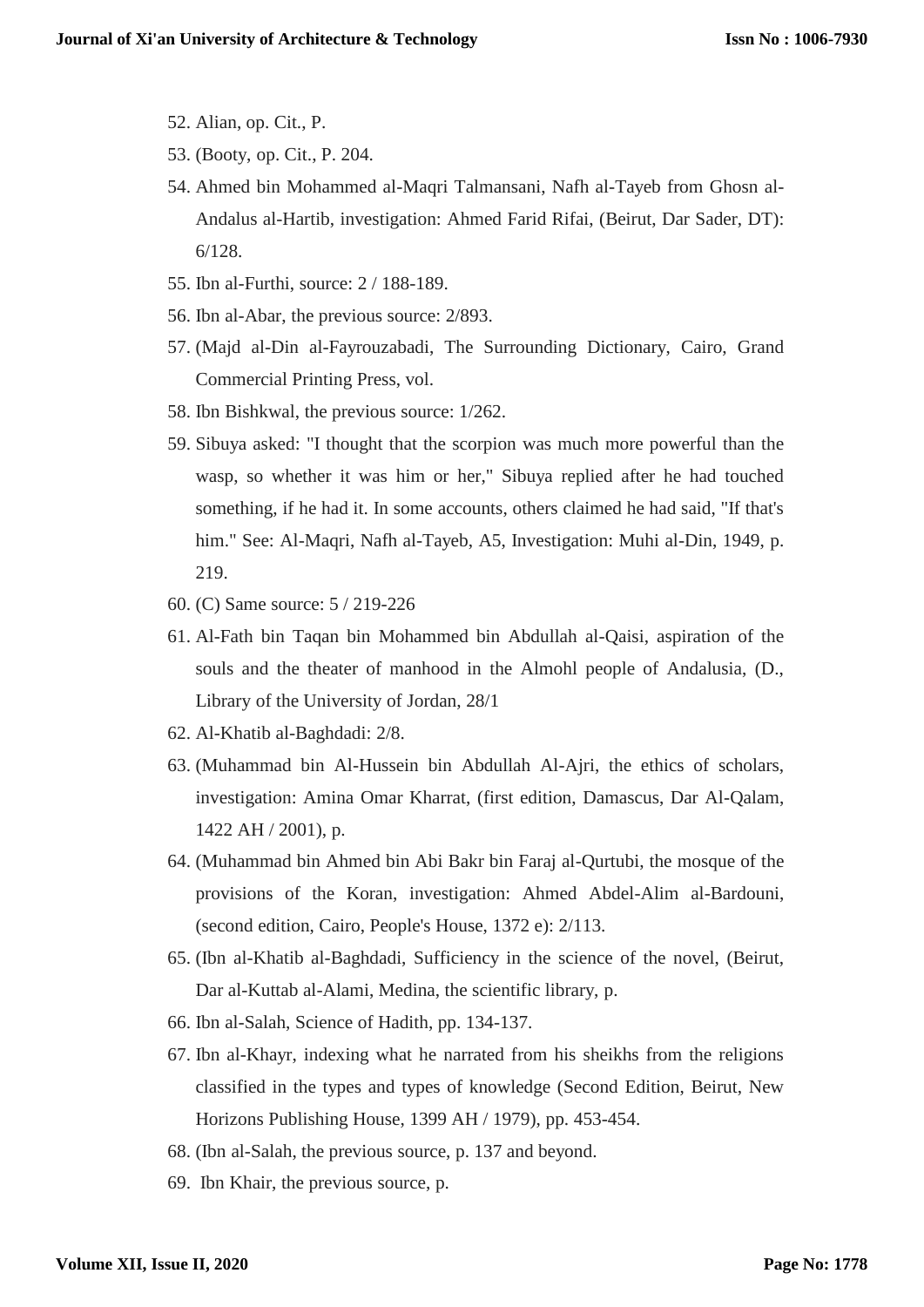52. Alian, op. Cit., P.
53. (Booty, op. Cit., P. 204.
54. Ahmed bin Mohammed al-Maqri Talmansani, Nafh al-Tayeb from Ghosn al-Andalus al-Hartib, investigation: Ahmed Farid Rifai, (Beirut, Dar Sader, DT): 6/128.
55. Ibn al-Furthi, source: 2 / 188-189.
56. Ibn al-Abar, the previous source: 2/893.
57. (Majd al-Din al-Fayrouzabadi, The Surrounding Dictionary, Cairo, Grand Commercial Printing Press, vol.
58. Ibn Bishkwal, the previous source: 1/262.
59. Sibuya asked: "I thought that the scorpion was much more powerful than the wasp, so whether it was him or her," Sibuya replied after he had touched something, if he had it. In some accounts, others claimed he had said, "If that's him." See: Al-Maqri, Nafh al-Tayeb, A5, Investigation: Muhi al-Din, 1949, p. 219.
60. (C) Same source: 5 / 219-226
61. Al-Fath bin Taqan bin Mohammed bin Abdullah al-Qaisi, aspiration of the souls and the theater of manhood in the Almohl people of Andalusia, (D., Library of the University of Jordan, 28/1
62. Al-Khatib al-Baghdadi: 2/8.
63. (Muhammad bin Al-Hussein bin Abdullah Al-Ajri, the ethics of scholars, investigation: Amina Omar Kharrat, (first edition, Damascus, Dar Al-Qalam, 1422 AH / 2001), p.
64. (Muhammad bin Ahmed bin Abi Bakr bin Faraj al-Qurtubi, the mosque of the provisions of the Koran, investigation: Ahmed Abdel-Alim al-Bardouni, (second edition, Cairo, People's House, 1372 e): 2/113.
65. (Ibn al-Khatib al-Baghdadi, Sufficiency in the science of the novel, (Beirut, Dar al-Kuttab al-Alami, Medina, the scientific library, p.
66. Ibn al-Salah, Science of Hadith, pp. 134-137.
67. Ibn al-Khayr, indexing what he narrated from his sheikhs from the religions classified in the types and types of knowledge (Second Edition, Beirut, New Horizons Publishing House, 1399 AH / 1979), pp. 453-454.
68. (Ibn al-Salah, the previous source, p. 137 and beyond.
69. Ibn Khair, the previous source, p.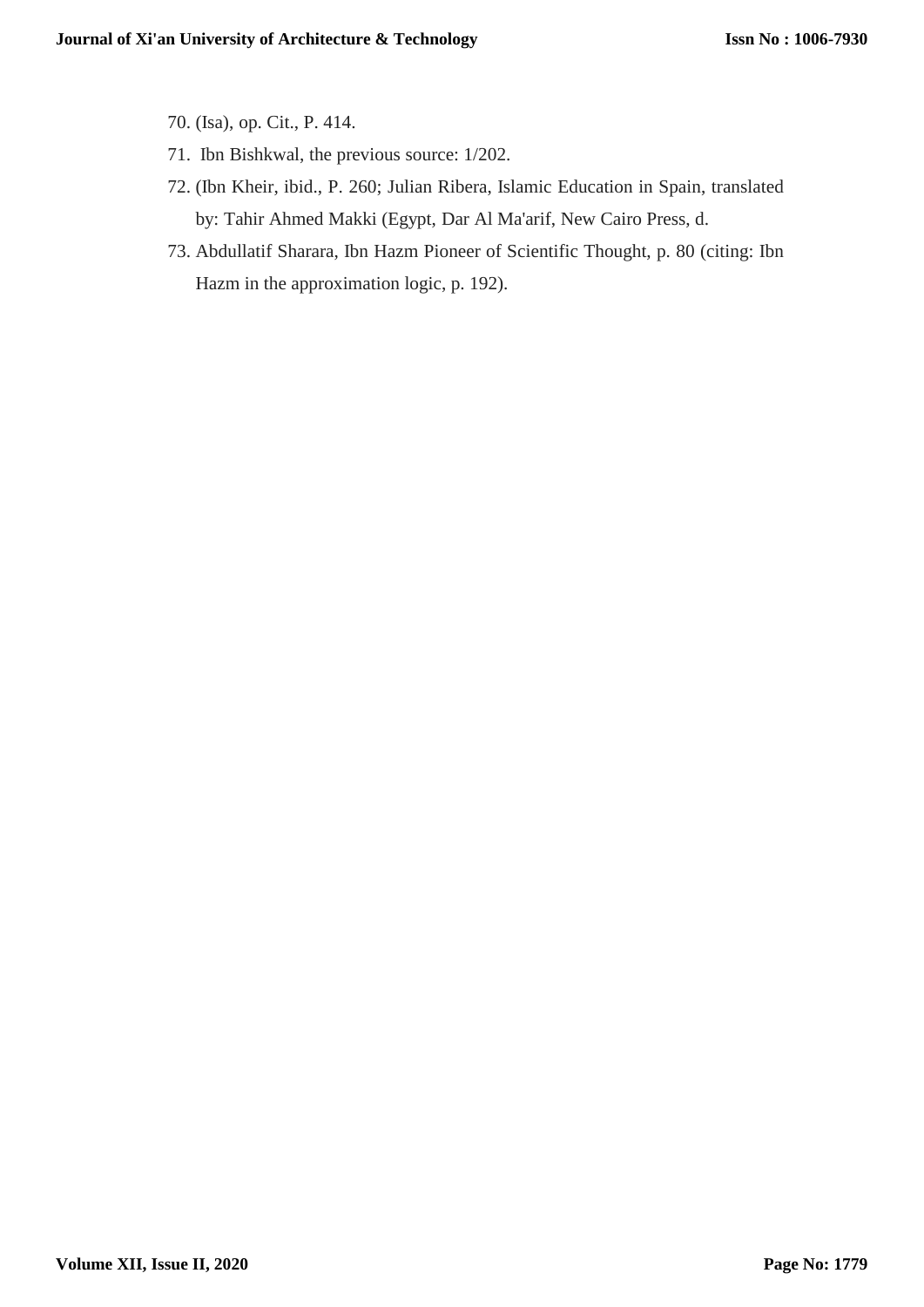70. (Isa), op. Cit., P. 414.
71. Ibn Bishkwal, the previous source: 1/202.
72. (Ibn Kheir, ibid., P. 260; Julian Ribera, Islamic Education in Spain, translated by: Tahir Ahmed Makki (Egypt, Dar Al Ma'arif, New Cairo Press, d.
73. Abdullatif Sharara, Ibn Hazm Pioneer of Scientific Thought, p. 80 (citing: Ibn Hazm in the approximation logic, p. 192).